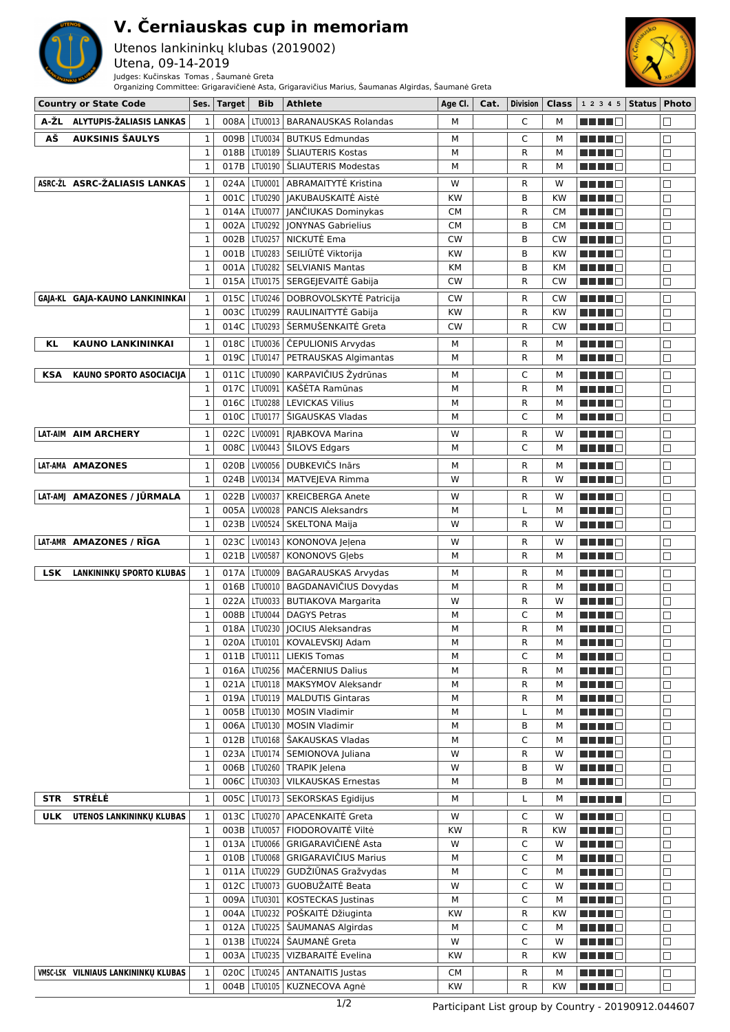# V. Černiauskas cup in memoriam

Utenos lankininkų klubas (2019002)
Utena, 09-14-2019
Judges: Kučinskas Tomas , Šaumanė Greta
Organizing Committee: Grigaravičienė Asta, Grigaravičius Marius, Šaumanas Algirdas, Šaumanė Greta

| Country or State Code | | Ses. | Target | Bib | Athlete | Age Cl. | Cat. | Division | Class | 1 2 3 4 5 | Status | Photo |
|---|---|---|---|---|---|---|---|---|---|---|---|---|
| A-ŽL | ALYTUPIS-ŽALIASIS LANKAS | 1 | 008A | LTU0013 | BARANAUSKAS Rolandas | M | | C | M | ■■■■□ | | □ |
| AŠ | AUKSINIS ŠAULYS | 1 | 009B | LTU0034 | BUTKUS Edmundas | M | | C | M | ■■■■□ | | □ |
| | | 1 | 018B | LTU0189 | ŠLIAUTERIS Kostas | M | | R | M | ■■■■□ | | □ |
| | | 1 | 017B | LTU0190 | ŠLIAUTERIS Modestas | M | | R | M | ■■■■□ | | □ |
| ASRC-ŽL | ASRC-ŽALIASIS LANKAS | 1 | 024A | LTU0001 | ABRAMAITYTĖ Kristina | W | | R | W | ■■■■□ | | □ |
| | | 1 | 001C | LTU0290 | JAKUBAUSKAITĖ Aistė | KW | | B | KW | ■■■■□ | | □ |
| | | 1 | 014A | LTU0077 | JANČIUKAS Dominykas | CM | | R | CM | ■■■■□ | | □ |
| | | 1 | 002A | LTU0292 | JONYNAS Gabrielius | CM | | B | CM | ■■■■□ | | □ |
| | | 1 | 002B | LTU0257 | NICKUTĖ Ema | CW | | B | CW | ■■■■□ | | □ |
| | | 1 | 001B | LTU0283 | SEILIŪTĖ Viktorija | KW | | B | KW | ■■■■□ | | □ |
| | | 1 | 001A | LTU0282 | SELVIANIS Mantas | KM | | B | KM | ■■■■□ | | □ |
| | | 1 | 015A | LTU0175 | SERGEJEVAITĖ Gabija | CW | | R | CW | ■■■■□ | | □ |
| GAJA-KL | GAJA-KAUNO LANKININKAI | 1 | 015C | LTU0246 | DOBROVOLSKYTĖ Patricija | CW | | R | CW | ■■■■□ | | □ |
| | | 1 | 003C | LTU0299 | RAULINAITYTĖ Gabija | KW | | R | KW | ■■■■□ | | □ |
| | | 1 | 014C | LTU0293 | ŠERMUŠENKAITĖ Greta | CW | | R | CW | ■■■■□ | | □ |
| KL | KAUNO LANKININKAI | 1 | 018C | LTU0036 | ČEPULIONIS Arvydas | M | | R | M | ■■■■□ | | □ |
| | | 1 | 019C | LTU0147 | PETRAUSKAS Algimantas | M | | R | M | ■■■■□ | | □ |
| KSA | KAUNO SPORTO ASOCIACIJA | 1 | 011C | LTU0090 | KARPAVIČIUS Žydrūnas | M | | C | M | ■■■■□ | | □ |
| | | 1 | 017C | LTU0091 | KAŠĖTA Ramūnas | M | | R | M | ■■■■□ | | □ |
| | | 1 | 016C | LTU0288 | LEVICKAS Vilius | M | | R | M | ■■■■□ | | □ |
| | | 1 | 010C | LTU0177 | ŠIGAUSKAS Vladas | M | | C | M | ■■■■□ | | □ |
| LAT-AIM | AIM ARCHERY | 1 | 022C | LV00091 | RJABKOVA Marina | W | | R | W | ■■■■□ | | □ |
| | | 1 | 008C | LV00443 | ŠILOVS Edgars | M | | C | M | ■■■■□ | | □ |
| LAT-AMA | AMAZONES | 1 | 020B | LV00056 | DUBKEVIČS Inārs | M | | R | M | ■■■■□ | | □ |
| | | 1 | 024B | LV00134 | MATVEJEVA Rimma | W | | R | W | ■■■■□ | | □ |
| LAT-AMJ | AMAZONES / JŪRMALA | 1 | 022B | LV00037 | KREICBERGA Anete | W | | R | W | ■■■■□ | | □ |
| | | 1 | 005A | LV00028 | PANCIS Aleksandrs | M | | L | M | ■■■■□ | | □ |
| | | 1 | 023B | LV00524 | SKELTONA Maija | W | | R | W | ■■■■□ | | □ |
| LAT-AMR | AMAZONES / RĪGA | 1 | 023C | LV00143 | KONONOVA Jeļena | W | | R | W | ■■■■□ | | □ |
| | | 1 | 021B | LV00587 | KONONOVS Glebs | M | | R | M | ■■■■□ | | □ |
| LSK | LANKININKŲ SPORTO KLUBAS | 1 | 017A | LTU0009 | BAGARAUSKAS Arvydas | M | | R | M | ■■■■□ | | □ |
| | | 1 | 016B | LTU0010 | BAGDANAVIČIUS Dovydas | M | | R | M | ■■■■□ | | □ |
| | | 1 | 022A | LTU0033 | BUTIAKOVA Margarita | W | | R | W | ■■■■□ | | □ |
| | | 1 | 008B | LTU0044 | DAGYS Petras | M | | C | M | ■■■■□ | | □ |
| | | 1 | 018A | LTU0230 | JOCIUS Aleksandras | M | | R | M | ■■■■□ | | □ |
| | | 1 | 020A | LTU0101 | KOVALEVSKIJ Adam | M | | R | M | ■■■■□ | | □ |
| | | 1 | 011B | LTU0111 | LIEKIS Tomas | M | | C | M | ■■■■□ | | □ |
| | | 1 | 016A | LTU0256 | MAČERNIUS Dalius | M | | R | M | ■■■■□ | | □ |
| | | 1 | 021A | LTU0118 | MAKSYMOV Aleksandr | M | | R | M | ■■■■□ | | □ |
| | | 1 | 019A | LTU0119 | MALDUTIS Gintaras | M | | R | M | ■■■■□ | | □ |
| | | 1 | 005B | LTU0130 | MOSIN Vladimir | M | | L | M | ■■■■□ | | □ |
| | | 1 | 006A | LTU0130 | MOSIN Vladimir | M | | B | M | ■■■■□ | | □ |
| | | 1 | 012B | LTU0168 | ŠAKAUSKAS Vladas | M | | C | M | ■■■■□ | | □ |
| | | 1 | 023A | LTU0174 | SEMIONOVA Juliana | W | | R | W | ■■■■□ | | □ |
| | | 1 | 006B | LTU0260 | TRAPIK Jelena | W | | B | W | ■■■■□ | | □ |
| | | 1 | 006C | LTU0303 | VILKAUSKAS Ernestas | M | | B | M | ■■■■□ | | □ |
| STR | STRĖLĖ | 1 | 005C | LTU0173 | SEKORSKAS Egidijus | M | | L | M | ■■■■■ | | □ |
| ULK | UTENOS LANKININKŲ KLUBAS | 1 | 013C | LTU0270 | APACENKAITĖ Greta | W | | C | W | ■■■■□ | | □ |
| | | 1 | 003B | LTU0057 | FIODOROVAITĖ Viltė | KW | | R | KW | ■■■■□ | | □ |
| | | 1 | 013A | LTU0066 | GRIGARAVIČIENĖ Asta | W | | C | W | ■■■■□ | | □ |
| | | 1 | 010B | LTU0068 | GRIGARAVIČIUS Marius | M | | C | M | ■■■■□ | | □ |
| | | 1 | 011A | LTU0229 | GUDŽIŪNAS Gražvydas | M | | C | M | ■■■■□ | | □ |
| | | 1 | 012C | LTU0073 | GUOBUŽAITĖ Beata | W | | C | W | ■■■■□ | | □ |
| | | 1 | 009A | LTU0301 | KOSTECKAS Justinas | M | | C | M | ■■■■□ | | □ |
| | | 1 | 004A | LTU0232 | POŠKAITĖ Džiuginta | KW | | R | KW | ■■■■□ | | □ |
| | | 1 | 012A | LTU0225 | ŠAUMANAS Algirdas | M | | C | M | ■■■■□ | | □ |
| | | 1 | 013B | LTU0224 | ŠAUMANĖ Greta | W | | C | W | ■■■■□ | | □ |
| | | 1 | 003A | LTU0235 | VIZBARAITĖ Evelina | KW | | R | KW | ■■■■□ | | □ |
| VMSC-LSK | VILNIAUS LANKININKŲ KLUBAS | 1 | 020C | LTU0245 | ANTANAITIS Justas | CM | | R | M | ■■■■□ | | □ |
| | | 1 | 004B | LTU0105 | KUZNECOVA Agnė | KW | | R | KW | ■■■■□ | | □ |

Participant List group by Country - 20190912.044607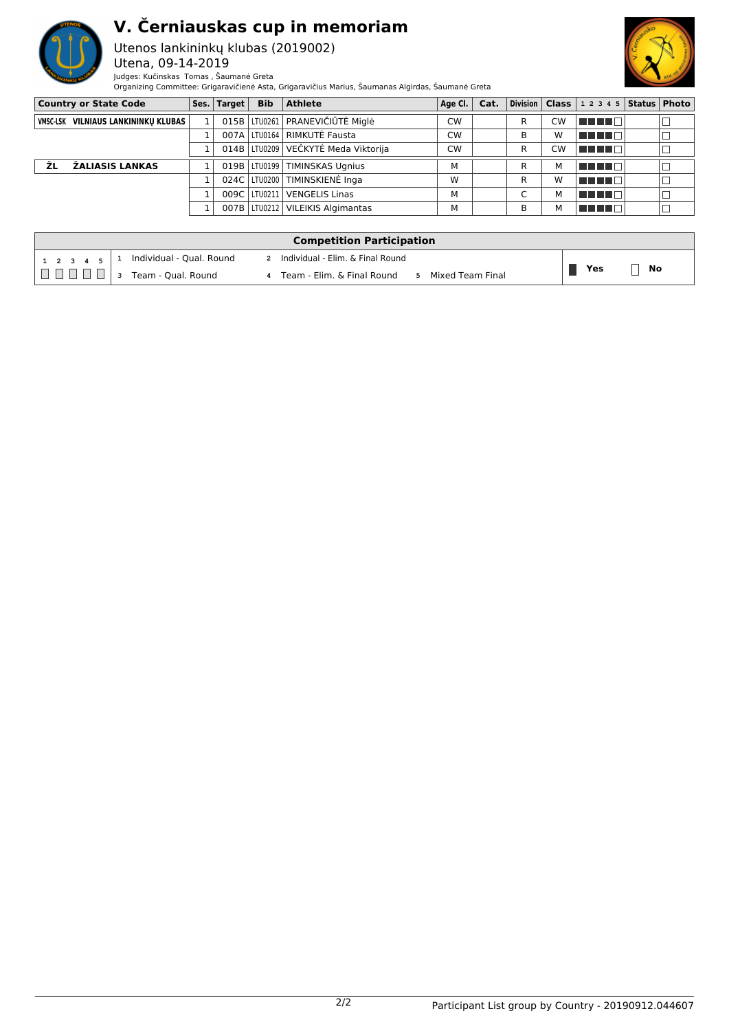# V. Černiauskas cup in memoriam

Utenos lankininkų klubas (2019002)

Utena, 09-14-2019

Judges: Kučinskas Tomas , Šaumanė Greta

Organizing Committee: Grigaravičienė Asta, Grigaravičius Marius, Šaumanas Algirdas, Šaumanė Greta

| Country or State Code | Ses. | Target | Bib | Athlete | Age Cl. | Cat. | Division | Class | 1 2 3 4 5 | Status | Photo |
|---|---|---|---|---|---|---|---|---|---|---|---|
| VMSC-LSK VILNIAUS LANKININKŲ KLUBAS | 1 | 015B | LTU0261 | PRANEVIČIŪTĖ Miglė | CW | | R | CW | ■■■■□ | | □ |
| | 1 | 007A | LTU0164 | RIMKUTĖ Fausta | CW | | B | W | ■■■■□ | | □ |
| | 1 | 014B | LTU0209 | VEČKYTĖ Meda Viktorija | CW | | R | CW | ■■■■□ | | □ |
| ŽL ŽALIASIS LANKAS | 1 | 019B | LTU0199 | TIMINSKAS Ugnius | M | | R | M | ■■■■□ | | □ |
| | 1 | 024C | LTU0200 | TIMINSKIENĖ Inga | W | | R | W | ■■■■□ | | □ |
| | 1 | 009C | LTU0211 | VENGELIS Linas | M | | C | M | ■■■■□ | | □ |
| | 1 | 007B | LTU0212 | VILEIKIS Algimantas | M | | B | M | ■■■■□ | | □ |

**Competition Participation**

1 Individual - Qual. Round
2 Individual - Elim. & Final Round
3 Team - Qual. Round
4 Team - Elim. & Final Round
5 Mixed Team Final

■ Yes □ No

Participant List group by Country - 20190912.044607